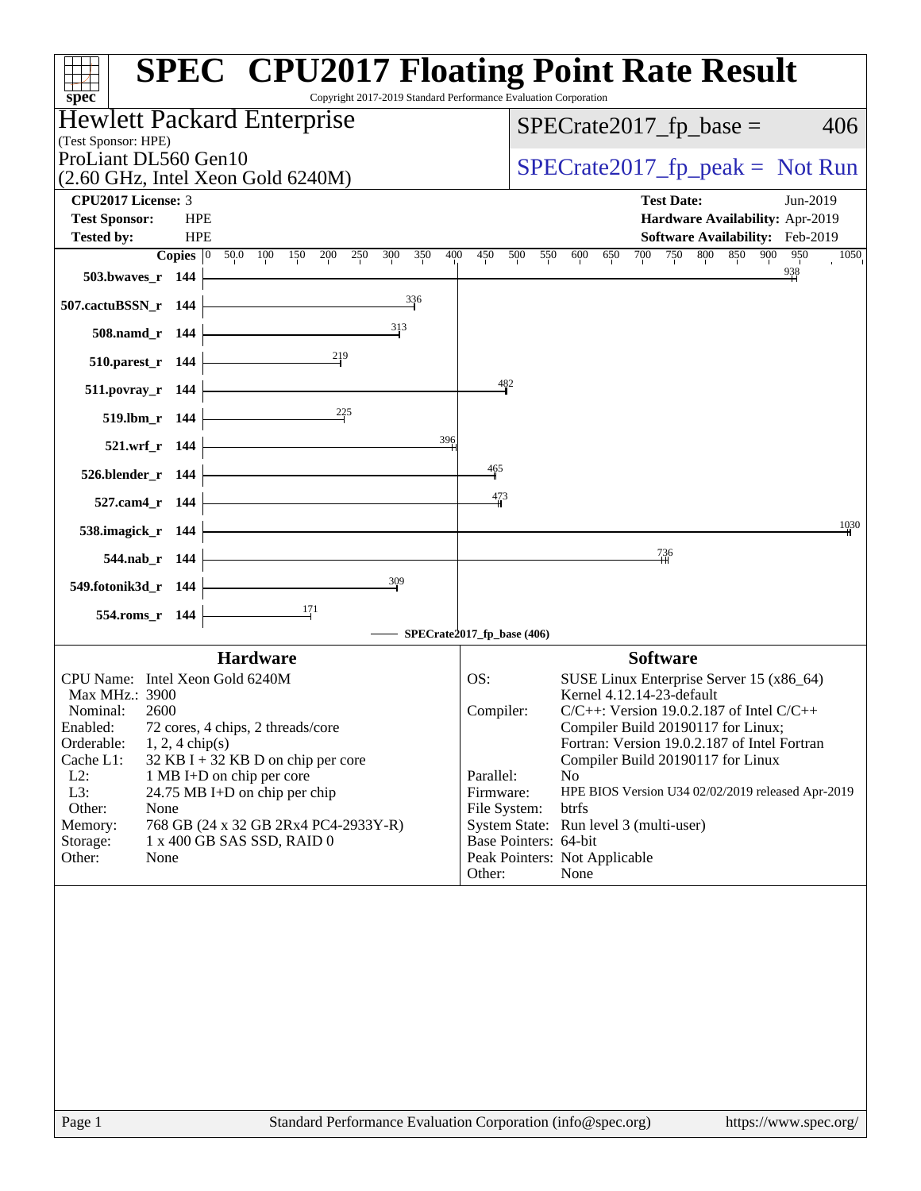# SPEC® CPU2017 Floating Point Rate Result

Copyright 2017-2019 Standard Performance Evaluation Corporation

**Hewlett Packard Enterprise**
(Test Sponsor: HPE)

ProLiant DL560 Gen10
(2.60 GHz, Intel Xeon Gold 6240M)

SPECrate2017_fp_base = 406

SPECrate2017_fp_peak = Not Run

| | | | |
|---|---|---|---|
| **CPU2017 License:** | 3 | **Test Date:** | Jun-2019 |
| **Test Sponsor:** | HPE | **Hardware Availability:** | Apr-2019 |
| **Tested by:** | HPE | **Software Availability:** | Feb-2019 |

| Benchmark | Copies | SPECrate2017_fp_base |
|---|---|---|
| 503.bwaves_r | 144 | 938 |
| 507.cactuBSSN_r | 144 | 336 |
| 508.namd_r | 144 | 313 |
| 510.parest_r | 144 | 219 |
| 511.povray_r | 144 | 482 |
| 519.lbm_r | 144 | 225 |
| 521.wrf_r | 144 | 396 |
| 526.blender_r | 144 | 465 |
| 527.cam4_r | 144 | 473 |
| 538.imagick_r | 144 | 1030 |
| 544.nab_r | 144 | 736 |
| 549.fotonik3d_r | 144 | 309 |
| 554.roms_r | 144 | 171 |

SPECrate2017_fp_base (406)

## Hardware

| | |
|---|---|
| CPU Name: | Intel Xeon Gold 6240M |
| Max MHz.: | 3900 |
| Nominal: | 2600 |
| Enabled: | 72 cores, 4 chips, 2 threads/core |
| Orderable: | 1, 2, 4 chip(s) |
| Cache L1: | 32 KB I + 32 KB D on chip per core |
| L2: | 1 MB I+D on chip per core |
| L3: | 24.75 MB I+D on chip per chip |
| Other: | None |
| Memory: | 768 GB (24 x 32 GB 2Rx4 PC4-2933Y-R) |
| Storage: | 1 x 400 GB SAS SSD, RAID 0 |
| Other: | None |

## Software

| | |
|---|---|
| OS: | SUSE Linux Enterprise Server 15 (x86_64) Kernel 4.12.14-23-default |
| Compiler: | C/C++: Version 19.0.2.187 of Intel C/C++ Compiler Build 20190117 for Linux; Fortran: Version 19.0.2.187 of Intel Fortran Compiler Build 20190117 for Linux |
| Parallel: | No |
| Firmware: | HPE BIOS Version U34 02/02/2019 released Apr-2019 |
| File System: | btrfs |
| System State: | Run level 3 (multi-user) |
| Base Pointers: | 64-bit |
| Peak Pointers: | Not Applicable |
| Other: | None |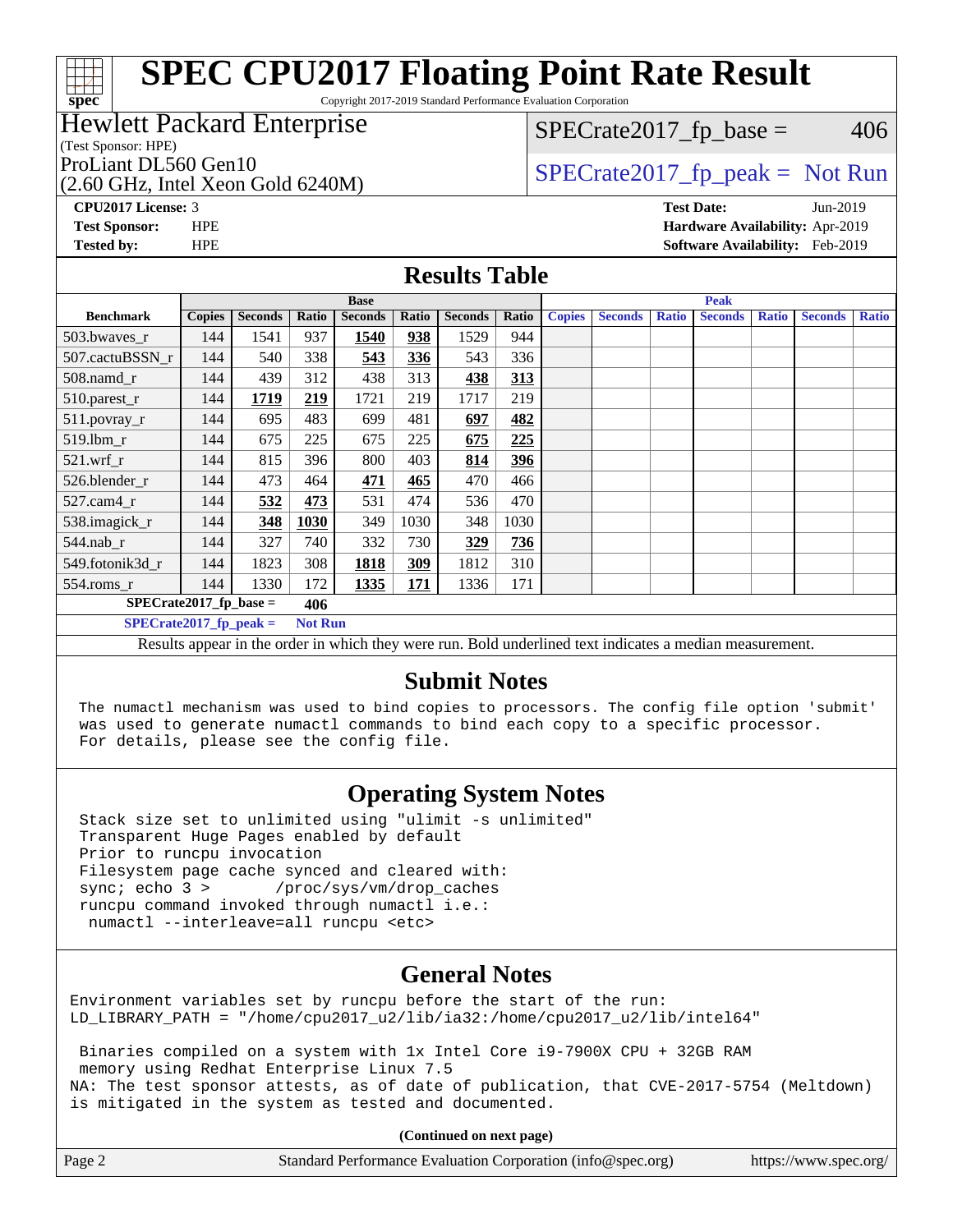# SPEC CPU2017 Floating Point Rate Result

Copyright 2017-2019 Standard Performance Evaluation Corporation

**Hewlett Packard Enterprise**
(Test Sponsor: HPE)
ProLiant DL560 Gen10
(2.60 GHz, Intel Xeon Gold 6240M)

SPECrate2017_fp_base = 406

SPECrate2017_fp_peak = Not Run

**CPU2017 License:** 3
**Test Sponsor:** HPE
**Tested by:** HPE

**Test Date:** Jun-2019
**Hardware Availability:** Apr-2019
**Software Availability:** Feb-2019

## Results Table

| | Base | | | | | | | Peak | | | | | | |
|---|---|---|---|---|---|---|---|---|---|---|---|---|---|---|
| **Benchmark** | **Copies** | **Seconds** | **Ratio** | **Seconds** | **Ratio** | **Seconds** | **Ratio** | **Copies** | **Seconds** | **Ratio** | **Seconds** | **Ratio** | **Seconds** | **Ratio** |
| 503.bwaves_r | 144 | 1541 | 937 | **1540** | **938** | 1529 | 944 | | | | | | | |
| 507.cactuBSSN_r | 144 | 540 | 338 | **543** | **336** | 543 | 336 | | | | | | | |
| 508.namd_r | 144 | 439 | 312 | 438 | 313 | **438** | **313** | | | | | | | |
| 510.parest_r | 144 | **1719** | **219** | 1721 | 219 | 1717 | 219 | | | | | | | |
| 511.povray_r | 144 | 695 | 483 | 699 | 481 | **697** | **482** | | | | | | | |
| 519.lbm_r | 144 | 675 | 225 | 675 | 225 | **675** | **225** | | | | | | | |
| 521.wrf_r | 144 | 815 | 396 | 800 | 403 | **814** | **396** | | | | | | | |
| 526.blender_r | 144 | 473 | 464 | **471** | **465** | 470 | 466 | | | | | | | |
| 527.cam4_r | 144 | **532** | **473** | 531 | 474 | 536 | 470 | | | | | | | |
| 538.imagick_r | 144 | **348** | **1030** | 349 | 1030 | 348 | 1030 | | | | | | | |
| 544.nab_r | 144 | 327 | 740 | 332 | 730 | **329** | **736** | | | | | | | |
| 549.fotonik3d_r | 144 | 1823 | 308 | **1818** | **309** | 1812 | 310 | | | | | | | |
| 554.roms_r | 144 | 1330 | 172 | **1335** | **171** | 1336 | 171 | | | | | | | |

**SPECrate2017_fp_base = 406**

**SPECrate2017_fp_peak = Not Run**

Results appear in the order in which they were run. Bold underlined text indicates a median measurement.

## Submit Notes

```
The numactl mechanism was used to bind copies to processors. The config file option 'submit'
was used to generate numactl commands to bind each copy to a specific processor.
For details, please see the config file.
```

## Operating System Notes

```
Stack size set to unlimited using "ulimit -s unlimited"
Transparent Huge Pages enabled by default
Prior to runcpu invocation
Filesystem page cache synced and cleared with:
sync; echo 3 >       /proc/sys/vm/drop_caches
runcpu command invoked through numactl i.e.:
 numactl --interleave=all runcpu <etc>
```

## General Notes

```
Environment variables set by runcpu before the start of the run:
LD_LIBRARY_PATH = "/home/cpu2017_u2/lib/ia32:/home/cpu2017_u2/lib/intel64"

 Binaries compiled on a system with 1x Intel Core i9-7900X CPU + 32GB RAM
 memory using Redhat Enterprise Linux 7.5
NA: The test sponsor attests, as of date of publication, that CVE-2017-5754 (Meltdown)
is mitigated in the system as tested and documented.
```

**(Continued on next page)**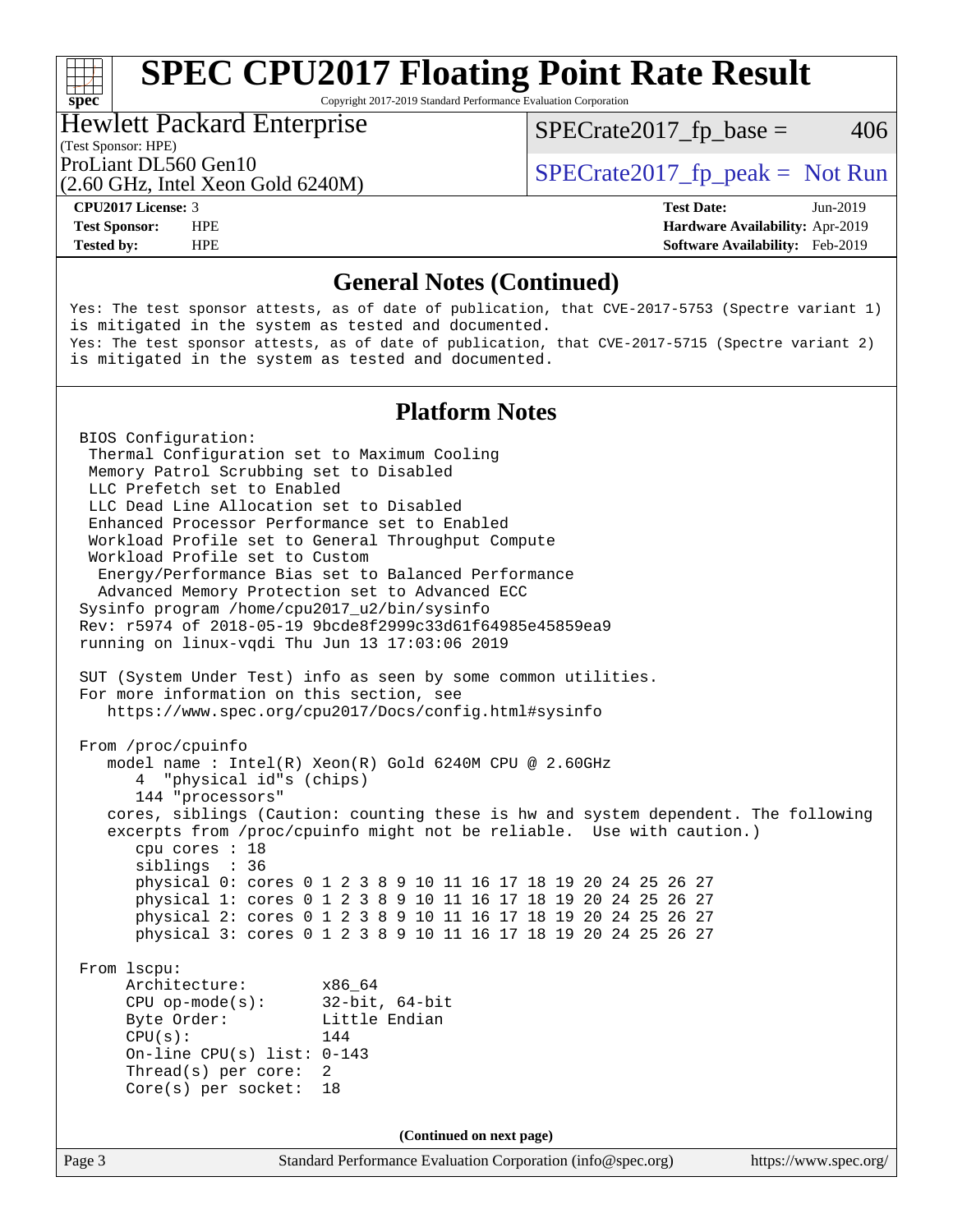## General Notes (Continued)

```
Yes: The test sponsor attests, as of date of publication, that CVE-2017-5753 (Spectre variant 1)
is mitigated in the system as tested and documented.
Yes: The test sponsor attests, as of date of publication, that CVE-2017-5715 (Spectre variant 2)
is mitigated in the system as tested and documented.
```

## Platform Notes

```
BIOS Configuration:
 Thermal Configuration set to Maximum Cooling
 Memory Patrol Scrubbing set to Disabled
 LLC Prefetch set to Enabled
 LLC Dead Line Allocation set to Disabled
 Enhanced Processor Performance set to Enabled
 Workload Profile set to General Throughput Compute
 Workload Profile set to Custom
  Energy/Performance Bias set to Balanced Performance
  Advanced Memory Protection set to Advanced ECC
Sysinfo program /home/cpu2017_u2/bin/sysinfo
Rev: r5974 of 2018-05-19 9bcde8f2999c33d61f64985e45859ea9
running on linux-vqdi Thu Jun 13 17:03:06 2019

SUT (System Under Test) info as seen by some common utilities.
For more information on this section, see
   https://www.spec.org/cpu2017/Docs/config.html#sysinfo

From /proc/cpuinfo
   model name : Intel(R) Xeon(R) Gold 6240M CPU @ 2.60GHz
      4  "physical id"s (chips)
      144 "processors"
   cores, siblings (Caution: counting these is hw and system dependent. The following
   excerpts from /proc/cpuinfo might not be reliable.  Use with caution.)
      cpu cores : 18
      siblings  : 36
      physical 0: cores 0 1 2 3 8 9 10 11 16 17 18 19 20 24 25 26 27
      physical 1: cores 0 1 2 3 8 9 10 11 16 17 18 19 20 24 25 26 27
      physical 2: cores 0 1 2 3 8 9 10 11 16 17 18 19 20 24 25 26 27
      physical 3: cores 0 1 2 3 8 9 10 11 16 17 18 19 20 24 25 26 27

From lscpu:
     Architecture:        x86_64
     CPU op-mode(s):      32-bit, 64-bit
     Byte Order:          Little Endian
     CPU(s):              144
     On-line CPU(s) list: 0-143
     Thread(s) per core:  2
     Core(s) per socket:  18
```

(Continued on next page)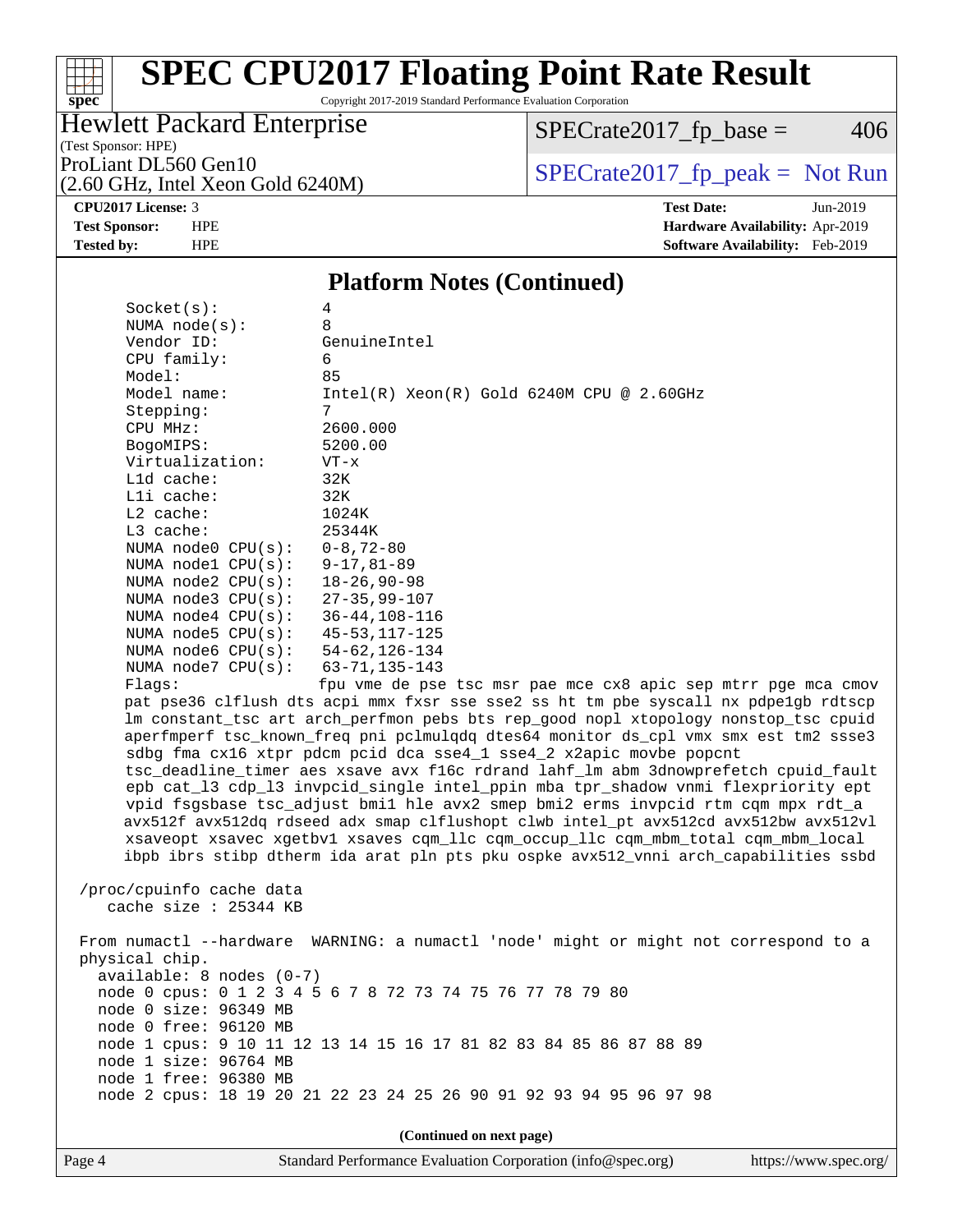# SPEC CPU2017 Floating Point Rate Result

Copyright 2017-2019 Standard Performance Evaluation Corporation

Hewlett Packard Enterprise
(Test Sponsor: HPE)
ProLiant DL560 Gen10
(2.60 GHz, Intel Xeon Gold 6240M)

SPECrate2017_fp_base = 406

SPECrate2017_fp_peak = Not Run

**CPU2017 License:** 3
**Test Sponsor:** HPE
**Tested by:** HPE

**Test Date:** Jun-2019
**Hardware Availability:** Apr-2019
**Software Availability:** Feb-2019

## Platform Notes (Continued)

```
Socket(s):             4
NUMA node(s):          8
Vendor ID:             GenuineIntel
CPU family:            6
Model:                 85
Model name:            Intel(R) Xeon(R) Gold 6240M CPU @ 2.60GHz
Stepping:              7
CPU MHz:               2600.000
BogoMIPS:              5200.00
Virtualization:        VT-x
L1d cache:             32K
L1i cache:             32K
L2 cache:              1024K
L3 cache:              25344K
NUMA node0 CPU(s):     0-8,72-80
NUMA node1 CPU(s):     9-17,81-89
NUMA node2 CPU(s):     18-26,90-98
NUMA node3 CPU(s):     27-35,99-107
NUMA node4 CPU(s):     36-44,108-116
NUMA node5 CPU(s):     45-53,117-125
NUMA node6 CPU(s):     54-62,126-134
NUMA node7 CPU(s):     63-71,135-143
Flags:                 fpu vme de pse tsc msr pae mce cx8 apic sep mtrr pge mca cmov
pat pse36 clflush dts acpi mmx fxsr sse sse2 ss ht tm pbe syscall nx pdpe1gb rdtscp
lm constant_tsc art arch_perfmon pebs bts rep_good nopl xtopology nonstop_tsc cpuid
aperfmperf tsc_known_freq pni pclmulqdq dtes64 monitor ds_cpl vmx smx est tm2 ssse3
sdbg fma cx16 xtpr pdcm pcid dca sse4_1 sse4_2 x2apic movbe popcnt
tsc_deadline_timer aes xsave avx f16c rdrand lahf_lm abm 3dnowprefetch cpuid_fault
epb cat_l3 cdp_l3 invpcid_single intel_ppin mba tpr_shadow vnmi flexpriority ept
vpid fsgsbase tsc_adjust bmi1 hle avx2 smep bmi2 erms invpcid rtm cqm mpx rdt_a
avx512f avx512dq rdseed adx smap clflushopt clwb intel_pt avx512cd avx512bw avx512vl
xsaveopt xsavec xgetbv1 xsaves cqm_llc cqm_occup_llc cqm_mbm_total cqm_mbm_local
ibpb ibrs stibp dtherm ida arat pln pts pku ospke avx512_vnni arch_capabilities ssbd

/proc/cpuinfo cache data
   cache size : 25344 KB

From numactl --hardware  WARNING: a numactl 'node' might or might not correspond to a
physical chip.
  available: 8 nodes (0-7)
  node 0 cpus: 0 1 2 3 4 5 6 7 8 72 73 74 75 76 77 78 79 80
  node 0 size: 96349 MB
  node 0 free: 96120 MB
  node 1 cpus: 9 10 11 12 13 14 15 16 17 81 82 83 84 85 86 87 88 89
  node 1 size: 96764 MB
  node 1 free: 96380 MB
  node 2 cpus: 18 19 20 21 22 23 24 25 26 90 91 92 93 94 95 96 97 98
```

(Continued on next page)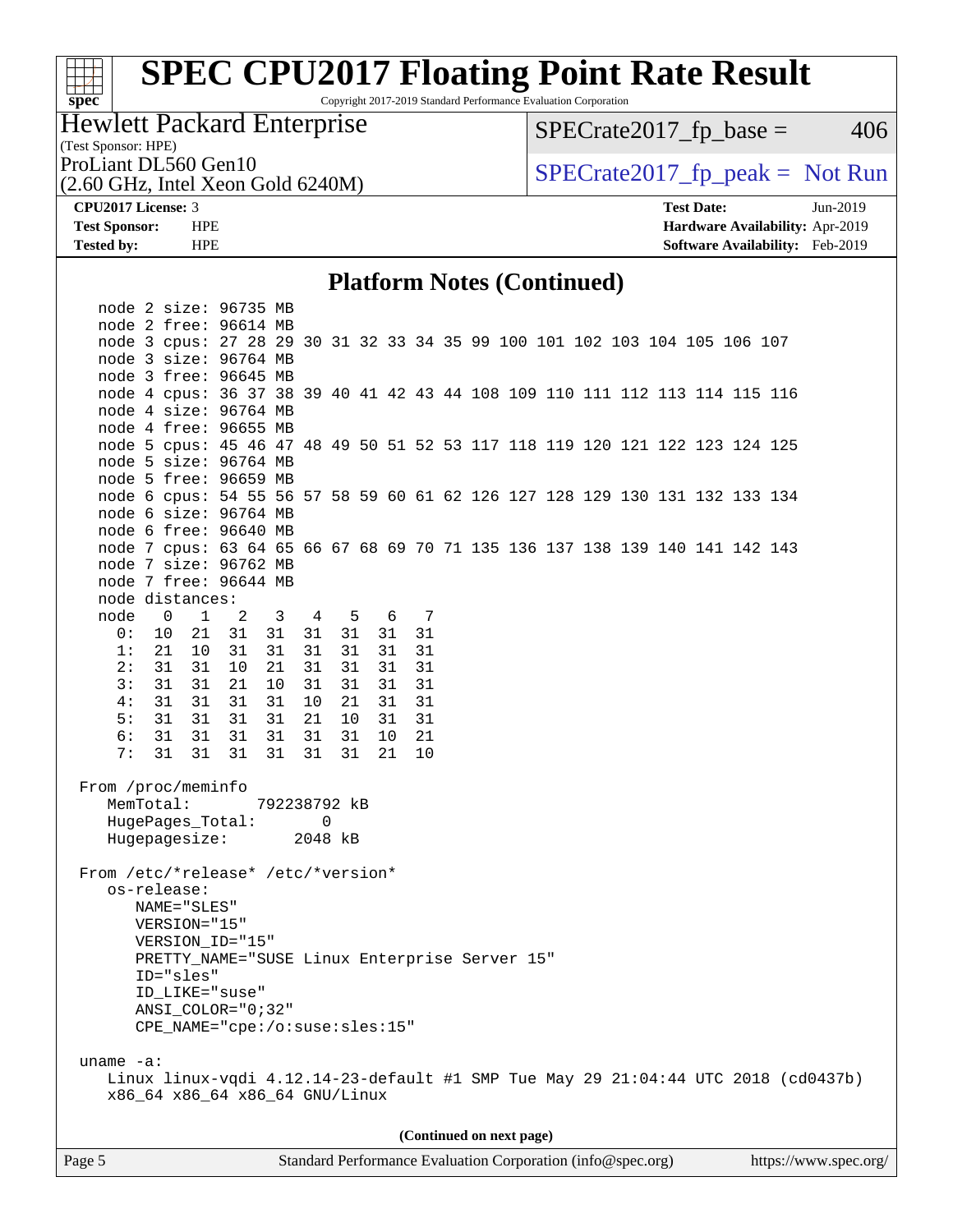# SPEC CPU2017 Floating Point Rate Result

Copyright 2017-2019 Standard Performance Evaluation Corporation

**Hewlett Packard Enterprise**
(Test Sponsor: HPE)

ProLiant DL560 Gen10
(2.60 GHz, Intel Xeon Gold 6240M)

SPECrate2017_fp_base = 406

SPECrate2017_fp_peak = Not Run

**CPU2017 License:** 3
**Test Sponsor:** HPE
**Tested by:** HPE

**Test Date:** Jun-2019
**Hardware Availability:** Apr-2019
**Software Availability:** Feb-2019

## Platform Notes (Continued)

```
    node 2 size: 96735 MB
    node 2 free: 96614 MB
    node 3 cpus: 27 28 29 30 31 32 33 34 35 99 100 101 102 103 104 105 106 107
    node 3 size: 96764 MB
    node 3 free: 96645 MB
    node 4 cpus: 36 37 38 39 40 41 42 43 44 108 109 110 111 112 113 114 115 116
    node 4 size: 96764 MB
    node 4 free: 96655 MB
    node 5 cpus: 45 46 47 48 49 50 51 52 53 117 118 119 120 121 122 123 124 125
    node 5 size: 96764 MB
    node 5 free: 96659 MB
    node 6 cpus: 54 55 56 57 58 59 60 61 62 126 127 128 129 130 131 132 133 134
    node 6 size: 96764 MB
    node 6 free: 96640 MB
    node 7 cpus: 63 64 65 66 67 68 69 70 71 135 136 137 138 139 140 141 142 143
    node 7 size: 96762 MB
    node 7 free: 96644 MB
    node distances:
    node   0   1   2   3   4   5   6   7
      0:  10  21  31  31  31  31  31  31
      1:  21  10  31  31  31  31  31  31
      2:  31  31  10  21  31  31  31  31
      3:  31  31  21  10  31  31  31  31
      4:  31  31  31  31  10  21  31  31
      5:  31  31  31  31  21  10  31  31
      6:  31  31  31  31  31  31  10  21
      7:  31  31  31  31  31  31  21  10

 From /proc/meminfo
    MemTotal:       792238792 kB
    HugePages_Total:       0
    Hugepagesize:       2048 kB

 From /etc/*release* /etc/*version*
    os-release:
       NAME="SLES"
       VERSION="15"
       VERSION_ID="15"
       PRETTY_NAME="SUSE Linux Enterprise Server 15"
       ID="sles"
       ID_LIKE="suse"
       ANSI_COLOR="0;32"
       CPE_NAME="cpe:/o:suse:sles:15"

 uname -a:
    Linux linux-vqdi 4.12.14-23-default #1 SMP Tue May 29 21:04:44 UTC 2018 (cd0437b)
    x86_64 x86_64 x86_64 GNU/Linux
```

**(Continued on next page)**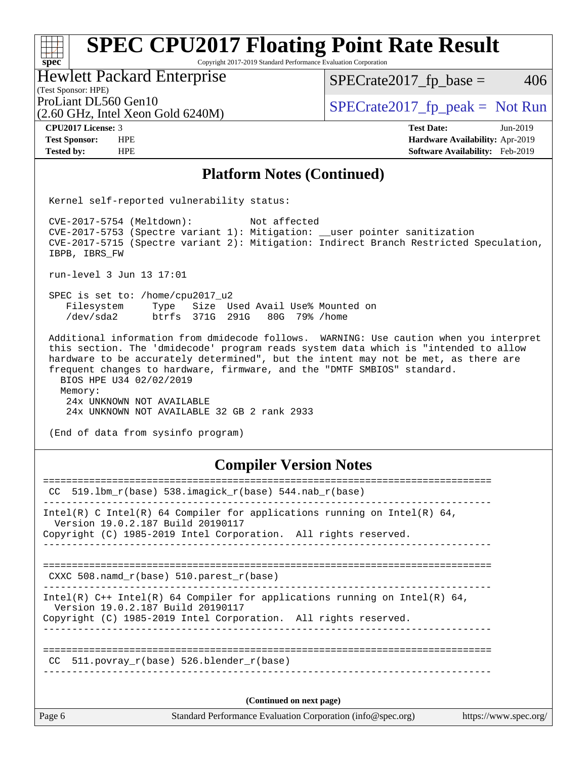## Platform Notes (Continued)

```
Kernel self-reported vulnerability status:

CVE-2017-5754 (Meltdown):          Not affected
CVE-2017-5753 (Spectre variant 1): Mitigation: __user pointer sanitization
CVE-2017-5715 (Spectre variant 2): Mitigation: Indirect Branch Restricted Speculation,
IBPB, IBRS_FW

run-level 3 Jun 13 17:01

SPEC is set to: /home/cpu2017_u2
   Filesystem     Type   Size  Used Avail Use% Mounted on
   /dev/sda2      btrfs  371G  291G   80G  79% /home

Additional information from dmidecode follows.  WARNING: Use caution when you interpret
this section. The 'dmidecode' program reads system data which is "intended to allow
hardware to be accurately determined", but the intent may not be met, as there are
frequent changes to hardware, firmware, and the "DMTF SMBIOS" standard.
  BIOS HPE U34 02/02/2019
  Memory:
   24x UNKNOWN NOT AVAILABLE
   24x UNKNOWN NOT AVAILABLE 32 GB 2 rank 2933

(End of data from sysinfo program)
```

## Compiler Version Notes

```
==============================================================================
 CC  519.lbm_r(base) 538.imagick_r(base) 544.nab_r(base)
------------------------------------------------------------------------------
Intel(R) C Intel(R) 64 Compiler for applications running on Intel(R) 64,
  Version 19.0.2.187 Build 20190117
Copyright (C) 1985-2019 Intel Corporation.  All rights reserved.
------------------------------------------------------------------------------

==============================================================================
 CXXC 508.namd_r(base) 510.parest_r(base)
------------------------------------------------------------------------------
Intel(R) C++ Intel(R) 64 Compiler for applications running on Intel(R) 64,
  Version 19.0.2.187 Build 20190117
Copyright (C) 1985-2019 Intel Corporation.  All rights reserved.
------------------------------------------------------------------------------

==============================================================================
 CC  511.povray_r(base) 526.blender_r(base)
------------------------------------------------------------------------------
```

(Continued on next page)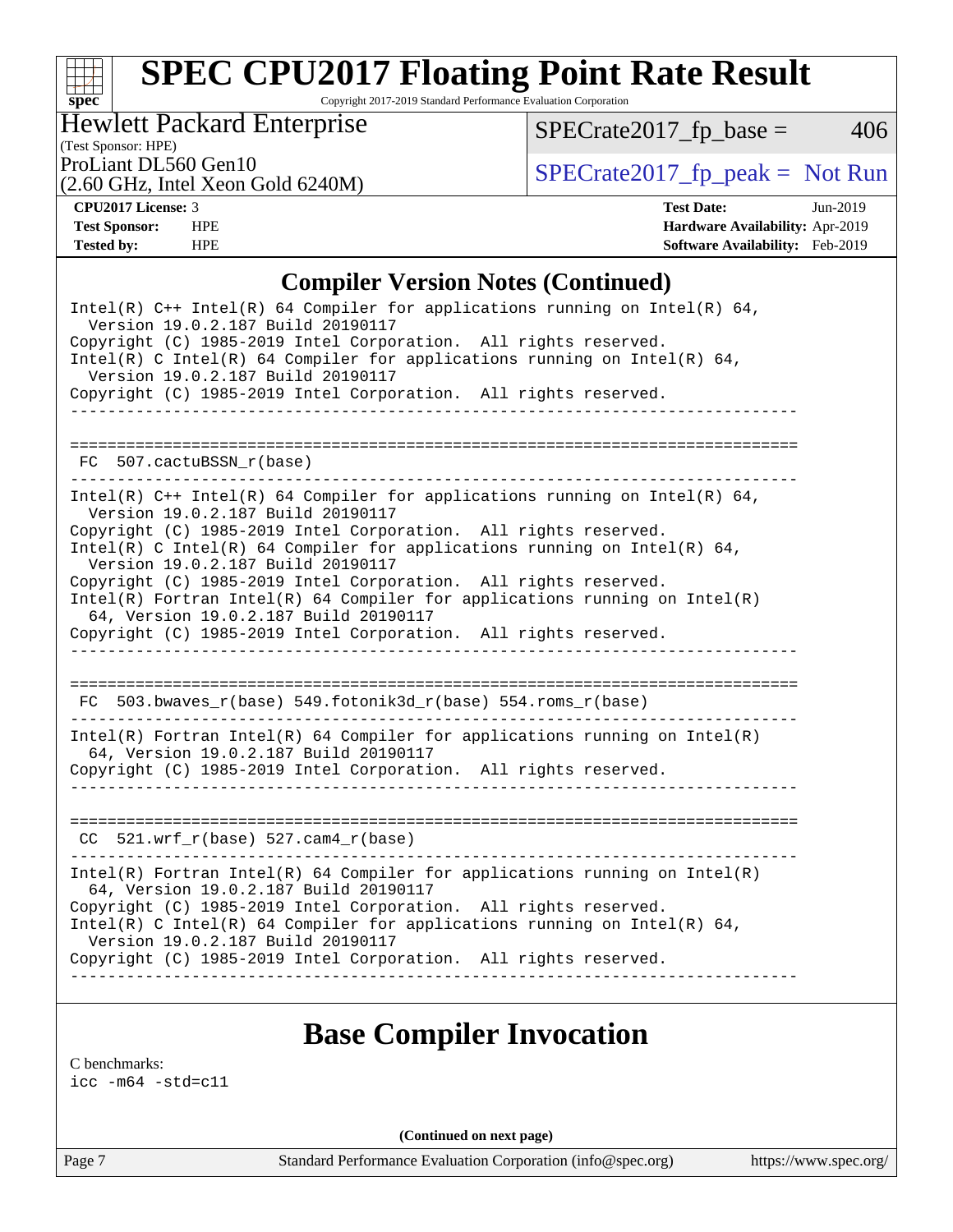## Compiler Version Notes (Continued)

```
Intel(R) C++ Intel(R) 64 Compiler for applications running on Intel(R) 64,
  Version 19.0.2.187 Build 20190117
Copyright (C) 1985-2019 Intel Corporation.  All rights reserved.
Intel(R) C Intel(R) 64 Compiler for applications running on Intel(R) 64,
  Version 19.0.2.187 Build 20190117
Copyright (C) 1985-2019 Intel Corporation.  All rights reserved.
------------------------------------------------------------------------------

==============================================================================
 FC  507.cactuBSSN_r(base)
------------------------------------------------------------------------------
Intel(R) C++ Intel(R) 64 Compiler for applications running on Intel(R) 64,
  Version 19.0.2.187 Build 20190117
Copyright (C) 1985-2019 Intel Corporation.  All rights reserved.
Intel(R) C Intel(R) 64 Compiler for applications running on Intel(R) 64,
  Version 19.0.2.187 Build 20190117
Copyright (C) 1985-2019 Intel Corporation.  All rights reserved.
Intel(R) Fortran Intel(R) 64 Compiler for applications running on Intel(R)
  64, Version 19.0.2.187 Build 20190117
Copyright (C) 1985-2019 Intel Corporation.  All rights reserved.
------------------------------------------------------------------------------

==============================================================================
 FC  503.bwaves_r(base) 549.fotonik3d_r(base) 554.roms_r(base)
------------------------------------------------------------------------------
Intel(R) Fortran Intel(R) 64 Compiler for applications running on Intel(R)
  64, Version 19.0.2.187 Build 20190117
Copyright (C) 1985-2019 Intel Corporation.  All rights reserved.
------------------------------------------------------------------------------

==============================================================================
 CC  521.wrf_r(base) 527.cam4_r(base)
------------------------------------------------------------------------------
Intel(R) Fortran Intel(R) 64 Compiler for applications running on Intel(R)
  64, Version 19.0.2.187 Build 20190117
Copyright (C) 1985-2019 Intel Corporation.  All rights reserved.
Intel(R) C Intel(R) 64 Compiler for applications running on Intel(R) 64,
  Version 19.0.2.187 Build 20190117
Copyright (C) 1985-2019 Intel Corporation.  All rights reserved.
------------------------------------------------------------------------------
```

## Base Compiler Invocation

C benchmarks:
icc -m64 -std=c11

(Continued on next page)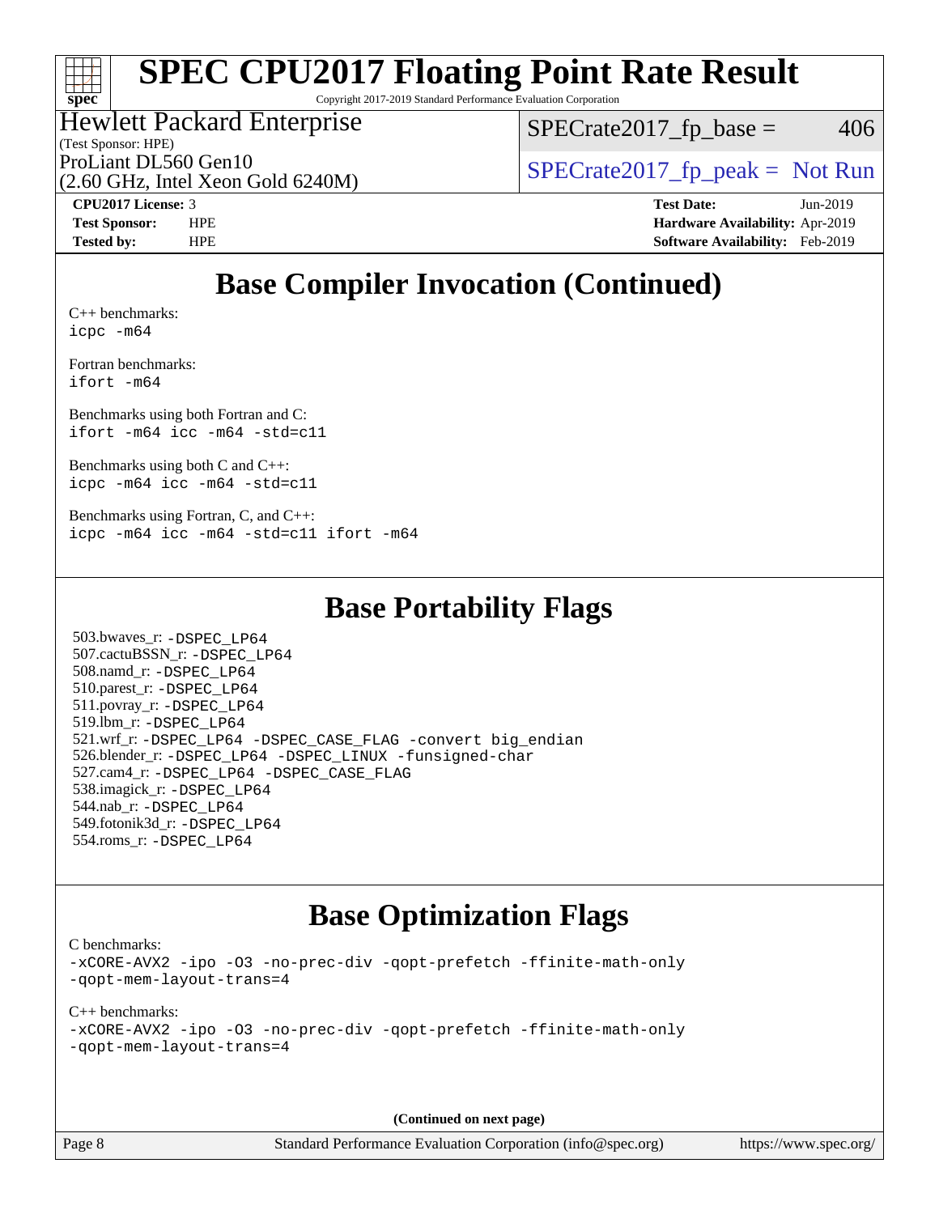# Base Compiler Invocation (Continued)

C++ benchmarks:
```
icpc -m64
```

Fortran benchmarks:
```
ifort -m64
```

Benchmarks using both Fortran and C:
```
ifort -m64 icc -m64 -std=c11
```

Benchmarks using both C and C++:
```
icpc -m64 icc -m64 -std=c11
```

Benchmarks using Fortran, C, and C++:
```
icpc -m64 icc -m64 -std=c11 ifort -m64
```

# Base Portability Flags

503.bwaves_r: -DSPEC_LP64
507.cactuBSSN_r: -DSPEC_LP64
508.namd_r: -DSPEC_LP64
510.parest_r: -DSPEC_LP64
511.povray_r: -DSPEC_LP64
519.lbm_r: -DSPEC_LP64
521.wrf_r: -DSPEC_LP64 -DSPEC_CASE_FLAG -convert big_endian
526.blender_r: -DSPEC_LP64 -DSPEC_LINUX -funsigned-char
527.cam4_r: -DSPEC_LP64 -DSPEC_CASE_FLAG
538.imagick_r: -DSPEC_LP64
544.nab_r: -DSPEC_LP64
549.fotonik3d_r: -DSPEC_LP64
554.roms_r: -DSPEC_LP64

# Base Optimization Flags

C benchmarks:
```
-xCORE-AVX2 -ipo -O3 -no-prec-div -qopt-prefetch -ffinite-math-only
-qopt-mem-layout-trans=4
```

C++ benchmarks:
```
-xCORE-AVX2 -ipo -O3 -no-prec-div -qopt-prefetch -ffinite-math-only
-qopt-mem-layout-trans=4
```

**(Continued on next page)**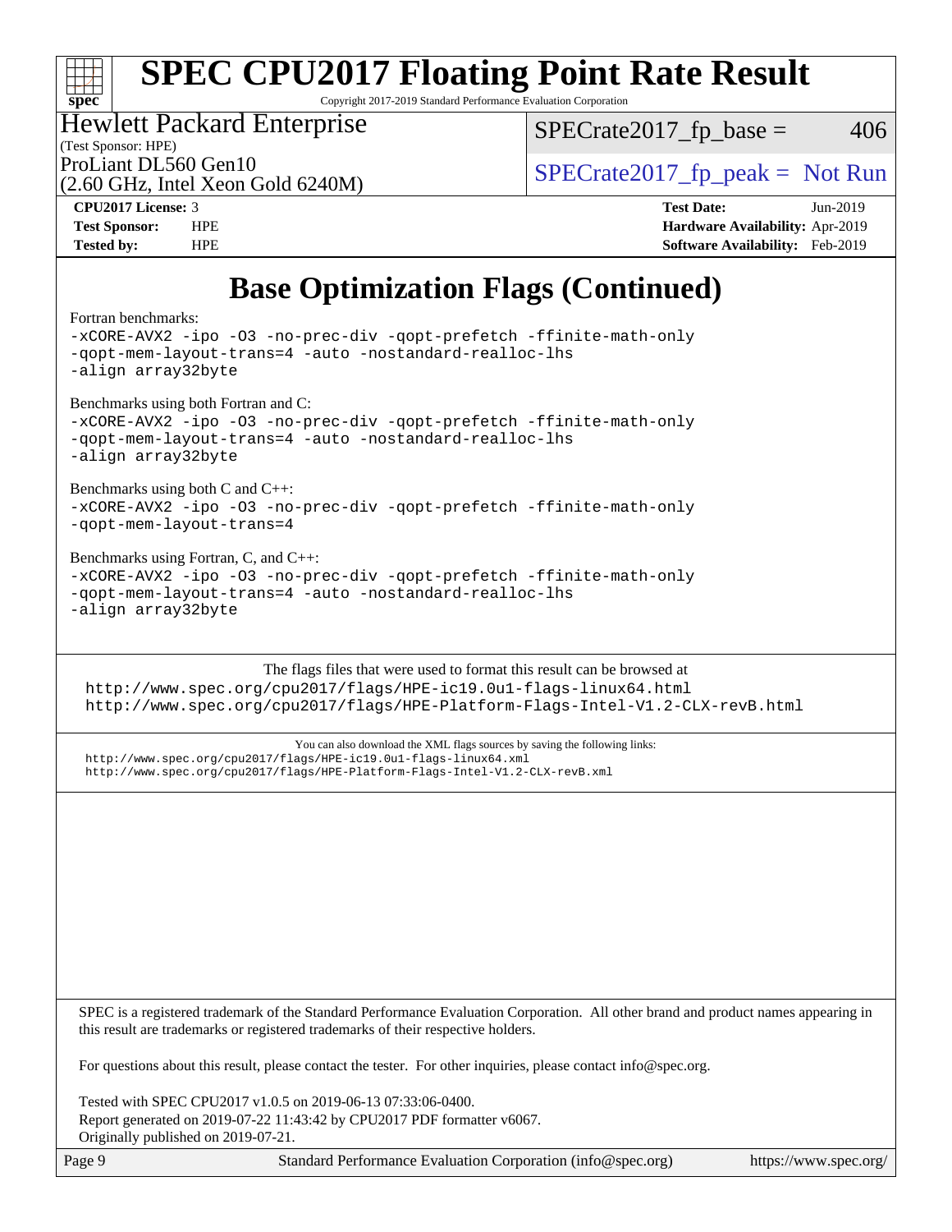# Base Optimization Flags (Continued)

Fortran benchmarks:

```
-xCORE-AVX2 -ipo -O3 -no-prec-div -qopt-prefetch -ffinite-math-only
-qopt-mem-layout-trans=4 -auto -nostandard-realloc-lhs
-align array32byte
```

Benchmarks using both Fortran and C:

```
-xCORE-AVX2 -ipo -O3 -no-prec-div -qopt-prefetch -ffinite-math-only
-qopt-mem-layout-trans=4 -auto -nostandard-realloc-lhs
-align array32byte
```

Benchmarks using both C and C++:

```
-xCORE-AVX2 -ipo -O3 -no-prec-div -qopt-prefetch -ffinite-math-only
-qopt-mem-layout-trans=4
```

Benchmarks using Fortran, C, and C++:

```
-xCORE-AVX2 -ipo -O3 -no-prec-div -qopt-prefetch -ffinite-math-only
-qopt-mem-layout-trans=4 -auto -nostandard-realloc-lhs
-align array32byte
```

The flags files that were used to format this result can be browsed at
http://www.spec.org/cpu2017/flags/HPE-ic19.0u1-flags-linux64.html
http://www.spec.org/cpu2017/flags/HPE-Platform-Flags-Intel-V1.2-CLX-revB.html

You can also download the XML flags sources by saving the following links:
http://www.spec.org/cpu2017/flags/HPE-ic19.0u1-flags-linux64.xml
http://www.spec.org/cpu2017/flags/HPE-Platform-Flags-Intel-V1.2-CLX-revB.xml

SPEC is a registered trademark of the Standard Performance Evaluation Corporation. All other brand and product names appearing in this result are trademarks or registered trademarks of their respective holders.

For questions about this result, please contact the tester. For other inquiries, please contact info@spec.org.

Tested with SPEC CPU2017 v1.0.5 on 2019-06-13 07:33:06-0400.
Report generated on 2019-07-22 11:43:42 by CPU2017 PDF formatter v6067.
Originally published on 2019-07-21.